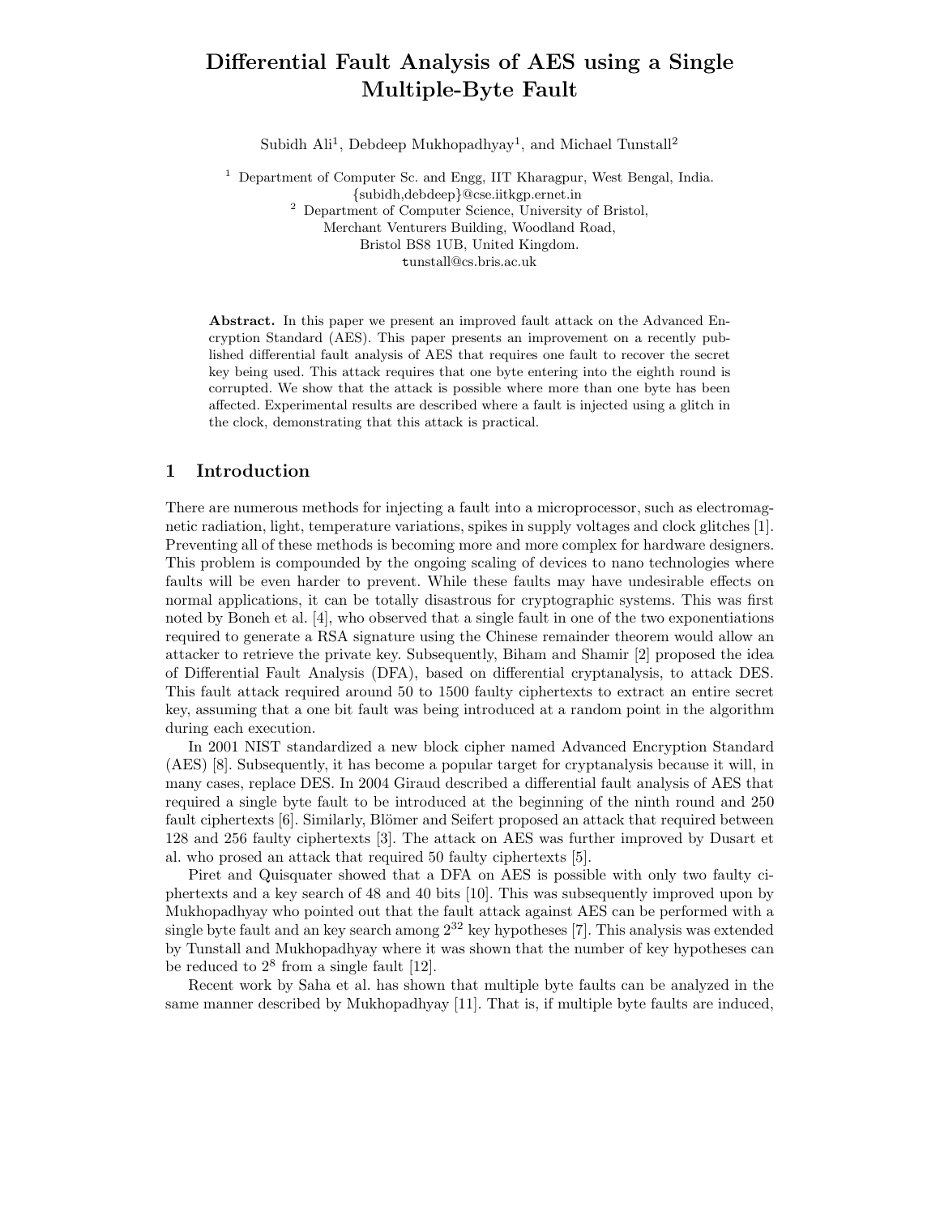# Differential Fault Analysis of AES using a Single Multiple-Byte Fault

Subidh Ali[1], Debdeep Mukhopadhyay[1], and Michael Tunstall[2]

[1] Department of Computer Sc. and Engg, IIT Kharagpur, West Bengal, India.
{subidh,debdeep}@cse.iitkgp.ernet.in

[2] Department of Computer Science, University of Bristol,
Merchant Venturers Building, Woodland Road,
Bristol BS8 1UB, United Kingdom.
tunstall@cs.bris.ac.uk

**Abstract.** In this paper we present an improved fault attack on the Advanced Encryption Standard (AES). This paper presents an improvement on a recently published differential fault analysis of AES that requires one fault to recover the secret key being used. This attack requires that one byte entering into the eighth round is corrupted. We show that the attack is possible where more than one byte has been affected. Experimental results are described where a fault is injected using a glitch in the clock, demonstrating that this attack is practical.

## 1 Introduction

There are numerous methods for injecting a fault into a microprocessor, such as electromagnetic radiation, light, temperature variations, spikes in supply voltages and clock glitches [1]. Preventing all of these methods is becoming more and more complex for hardware designers. This problem is compounded by the ongoing scaling of devices to nano technologies where faults will be even harder to prevent. While these faults may have undesirable effects on normal applications, it can be totally disastrous for cryptographic systems. This was first noted by Boneh et al. [4], who observed that a single fault in one of the two exponentiations required to generate a RSA signature using the Chinese remainder theorem would allow an attacker to retrieve the private key. Subsequently, Biham and Shamir [2] proposed the idea of Differential Fault Analysis (DFA), based on differential cryptanalysis, to attack DES. This fault attack required around 50 to 1500 faulty ciphertexts to extract an entire secret key, assuming that a one bit fault was being introduced at a random point in the algorithm during each execution.

In 2001 NIST standardized a new block cipher named Advanced Encryption Standard (AES) [8]. Subsequently, it has become a popular target for cryptanalysis because it will, in many cases, replace DES. In 2004 Giraud described a differential fault analysis of AES that required a single byte fault to be introduced at the beginning of the ninth round and 250 fault ciphertexts [6]. Similarly, Blömer and Seifert proposed an attack that required between 128 and 256 faulty ciphertexts [3]. The attack on AES was further improved by Dusart et al. who prosed an attack that required 50 faulty ciphertexts [5].

Piret and Quisquater showed that a DFA on AES is possible with only two faulty ciphertexts and a key search of 48 and 40 bits [10]. This was subsequently improved upon by Mukhopadhyay who pointed out that the fault attack against AES can be performed with a single byte fault and an key search among $2^{32}$ key hypotheses [7]. This analysis was extended by Tunstall and Mukhopadhyay where it was shown that the number of key hypotheses can be reduced to $2^8$ from a single fault [12].

Recent work by Saha et al. has shown that multiple byte faults can be analyzed in the same manner described by Mukhopadhyay [11]. That is, if multiple byte faults are induced,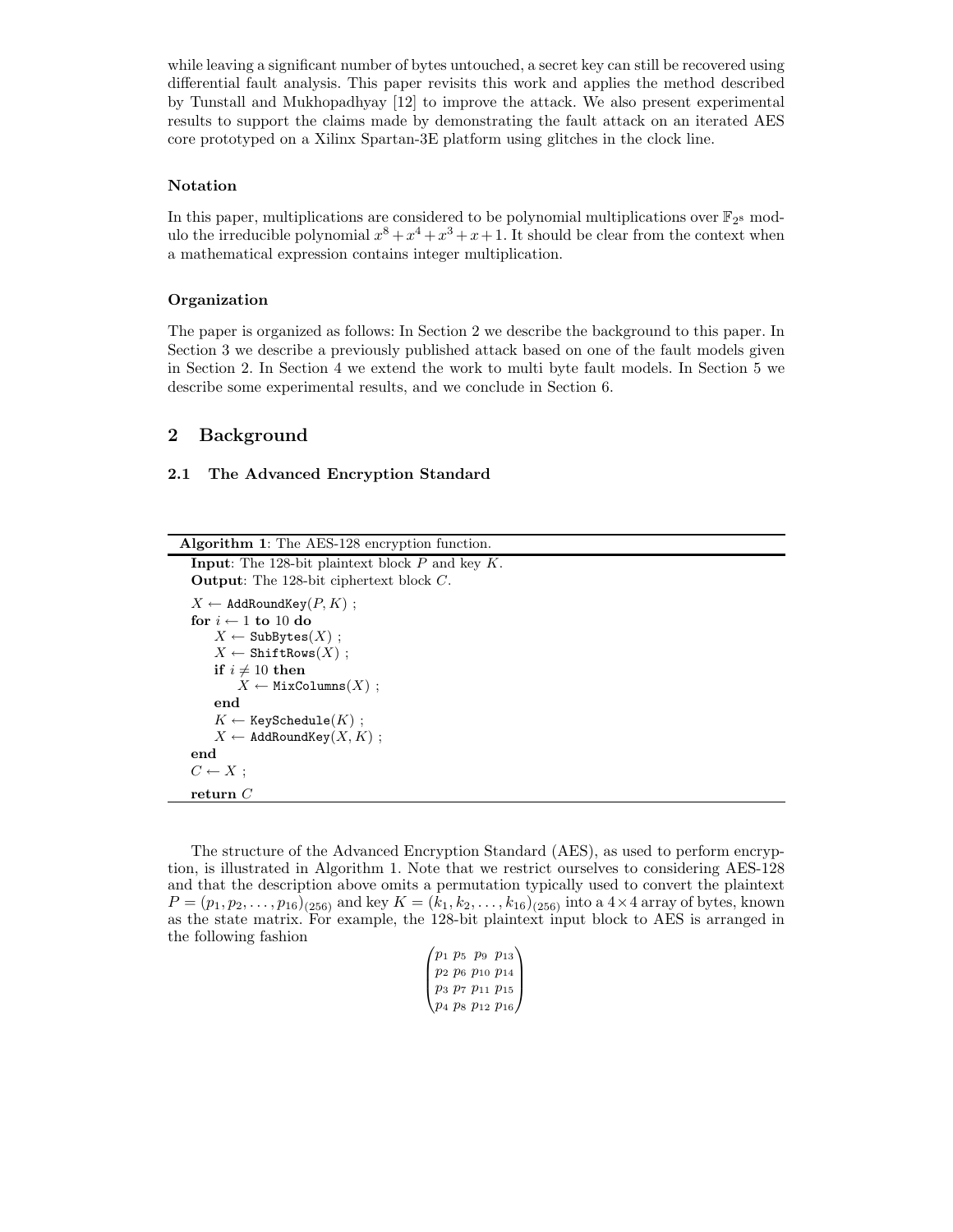while leaving a significant number of bytes untouched, a secret key can still be recovered using differential fault analysis. This paper revisits this work and applies the method described by Tunstall and Mukhopadhyay [12] to improve the attack. We also present experimental results to support the claims made by demonstrating the fault attack on an iterated AES core prototyped on a Xilinx Spartan-3E platform using glitches in the clock line.

### Notation

In this paper, multiplications are considered to be polynomial multiplications over $\mathbb{F}_{2^8}$ modulo the irreducible polynomial $x^8 + x^4 + x^3 + x + 1$. It should be clear from the context when a mathematical expression contains integer multiplication.

### Organization

The paper is organized as follows: In Section 2 we describe the background to this paper. In Section 3 we describe a previously published attack based on one of the fault models given in Section 2. In Section 4 we extend the work to multi byte fault models. In Section 5 we describe some experimental results, and we conclude in Section 6.

## 2 Background

### 2.1 The Advanced Encryption Standard

**Algorithm 1**: The AES-128 encryption function.

```
Input: The 128-bit plaintext block P and key K.
Output: The 128-bit ciphertext block C.

X ← AddRoundKey(P, K) ;
for i ← 1 to 10 do
    X ← SubBytes(X) ;
    X ← ShiftRows(X) ;
    if i ≠ 10 then
        X ← MixColumns(X) ;
    end
    K ← KeySchedule(K) ;
    X ← AddRoundKey(X, K) ;
end
C ← X ;
return C
```

The structure of the Advanced Encryption Standard (AES), as used to perform encryption, is illustrated in Algorithm 1. Note that we restrict ourselves to considering AES-128 and that the description above omits a permutation typically used to convert the plaintext $P = (p_1, p_2, \ldots, p_{16})_{(256)}$ and key $K = (k_1, k_2, \ldots, k_{16})_{(256)}$ into a $4 \times 4$ array of bytes, known as the state matrix. For example, the 128-bit plaintext input block to AES is arranged in the following fashion

$$\begin{pmatrix} p_1 & p_5 & p_9 & p_{13} \\ p_2 & p_6 & p_{10} & p_{14} \\ p_3 & p_7 & p_{11} & p_{15} \\ p_4 & p_8 & p_{12} & p_{16} \end{pmatrix}$$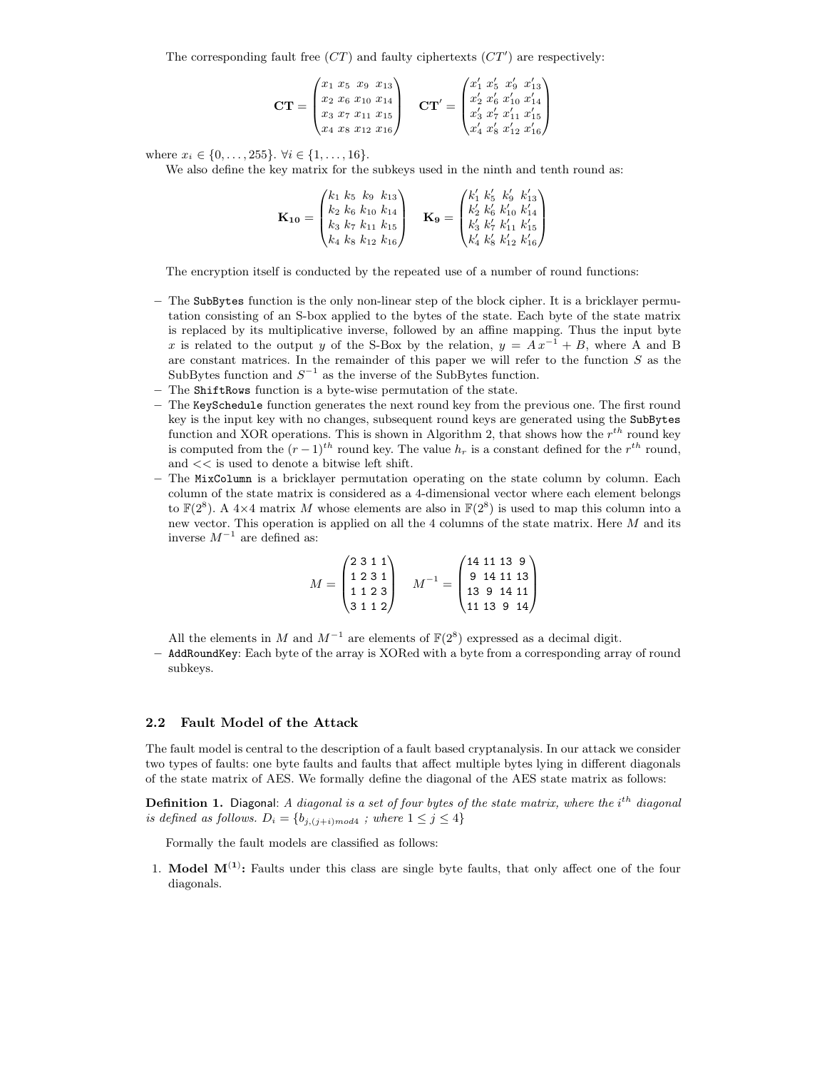The corresponding fault free ($CT$) and faulty ciphertexts ($CT'$) are respectively:

$$\mathbf{CT} = \begin{pmatrix} x_1 & x_5 & x_9 & x_{13} \\ x_2 & x_6 & x_{10} & x_{14} \\ x_3 & x_7 & x_{11} & x_{15} \\ x_4 & x_8 & x_{12} & x_{16} \end{pmatrix} \quad \mathbf{CT}' = \begin{pmatrix} x'_1 & x'_5 & x'_9 & x'_{13} \\ x'_2 & x'_6 & x'_{10} & x'_{14} \\ x'_3 & x'_7 & x'_{11} & x'_{15} \\ x'_4 & x'_8 & x'_{12} & x'_{16} \end{pmatrix}$$

where $x_i \in \{0, \ldots, 255\}$. $\forall i \in \{1, \ldots, 16\}$.

We also define the key matrix for the subkeys used in the ninth and tenth round as:

$$\mathbf{K_{10}} = \begin{pmatrix} k_1 & k_5 & k_9 & k_{13} \\ k_2 & k_6 & k_{10} & k_{14} \\ k_3 & k_7 & k_{11} & k_{15} \\ k_4 & k_8 & k_{12} & k_{16} \end{pmatrix} \quad \mathbf{K_9} = \begin{pmatrix} k'_1 & k'_5 & k'_9 & k'_{13} \\ k'_2 & k'_6 & k'_{10} & k'_{14} \\ k'_3 & k'_7 & k'_{11} & k'_{15} \\ k'_4 & k'_8 & k'_{12} & k'_{16} \end{pmatrix}$$

The encryption itself is conducted by the repeated use of a number of round functions:

- The `SubBytes` function is the only non-linear step of the block cipher. It is a bricklayer permutation consisting of an S-box applied to the bytes of the state. Each byte of the state matrix is replaced by its multiplicative inverse, followed by an affine mapping. Thus the input byte $x$ is related to the output $y$ of the S-Box by the relation, $y = A\,x^{-1} + B$, where A and B are constant matrices. In the remainder of this paper we will refer to the function $S$ as the SubBytes function and $S^{-1}$ as the inverse of the SubBytes function.
- The `ShiftRows` function is a byte-wise permutation of the state.
- The `KeySchedule` function generates the next round key from the previous one. The first round key is the input key with no changes, subsequent round keys are generated using the `SubBytes` function and XOR operations. This is shown in Algorithm 2, that shows how the $r^{th}$ round key is computed from the $(r-1)^{th}$ round key. The value $h_r$ is a constant defined for the $r^{th}$ round, and $<<$ is used to denote a bitwise left shift.
- The `MixColumn` is a bricklayer permutation operating on the state column by column. Each column of the state matrix is considered as a 4-dimensional vector where each element belongs to $\mathbb{F}(2^8)$. A 4×4 matrix $M$ whose elements are also in $\mathbb{F}(2^8)$ is used to map this column into a new vector. This operation is applied on all the 4 columns of the state matrix. Here $M$ and its inverse $M^{-1}$ are defined as:

$$M = \begin{pmatrix} 2 & 3 & 1 & 1 \\ 1 & 2 & 3 & 1 \\ 1 & 1 & 2 & 3 \\ 3 & 1 & 1 & 2 \end{pmatrix} \quad M^{-1} = \begin{pmatrix} 14 & 11 & 13 & 9 \\ 9 & 14 & 11 & 13 \\ 13 & 9 & 14 & 11 \\ 11 & 13 & 9 & 14 \end{pmatrix}$$

  All the elements in $M$ and $M^{-1}$ are elements of $\mathbb{F}(2^8)$ expressed as a decimal digit.
- `AddRoundKey`: Each byte of the array is XORed with a byte from a corresponding array of round subkeys.

### 2.2 Fault Model of the Attack

The fault model is central to the description of a fault based cryptanalysis. In our attack we consider two types of faults: one byte faults and faults that affect multiple bytes lying in different diagonals of the state matrix of AES. We formally define the diagonal of the AES state matrix as follows:

**Definition 1.** Diagonal: *A diagonal is a set of four bytes of the state matrix, where the $i^{th}$ diagonal is defined as follows.* $D_i = \{b_{j,(j+i) mod 4}$ *; where* $1 \leq j \leq 4\}$

Formally the fault models are classified as follows:

1. **Model $\mathbf{M^{(1)}}$:** Faults under this class are single byte faults, that only affect one of the four diagonals.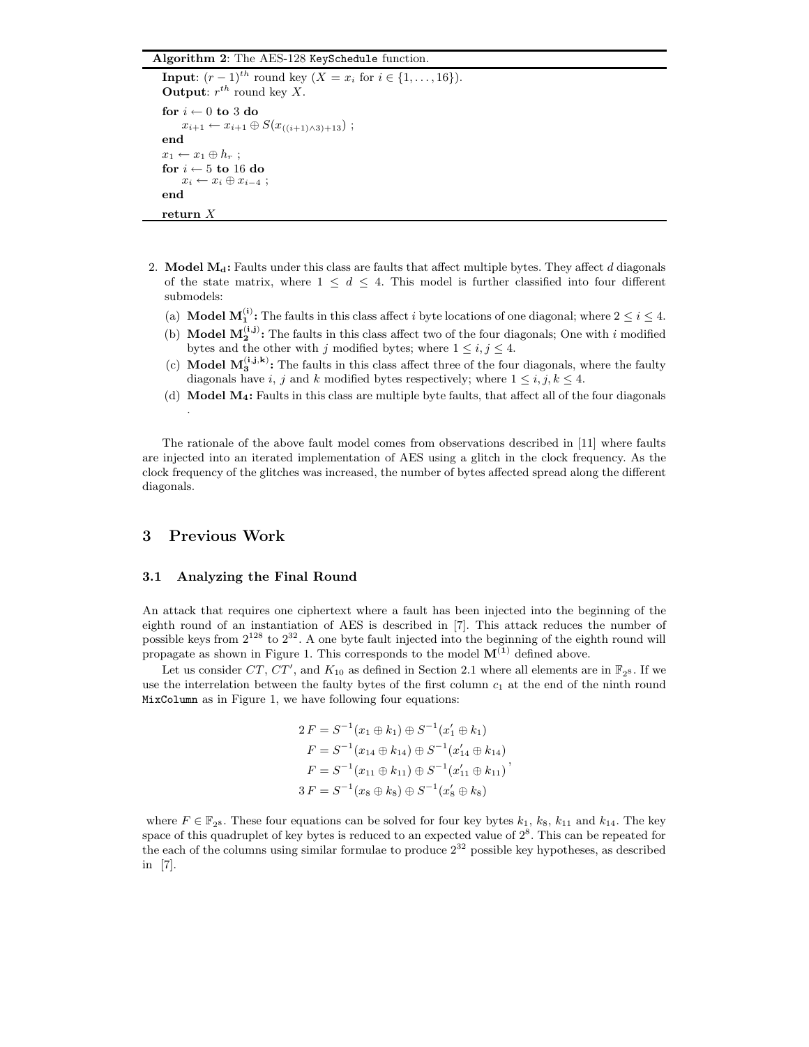**Algorithm 2**: The AES-128 `KeySchedule` function.

**Input**: $(r-1)^{th}$ round key ($X = x_i$ for $i \in \{1, \ldots, 16\}$).
**Output**: $r^{th}$ round key $X$.

**for** $i \leftarrow 0$ **to** $3$ **do**
    $x_{i+1} \leftarrow x_{i+1} \oplus S(x_{((i+1) \wedge 3)+13})$ ;
**end**
$x_1 \leftarrow x_1 \oplus h_r$ ;
**for** $i \leftarrow 5$ **to** $16$ **do**
    $x_i \leftarrow x_i \oplus x_{i-4}$ ;
**end**
**return** $X$

2. **Model $\mathbf{M_d}$:** Faults under this class are faults that affect multiple bytes. They affect $d$ diagonals of the state matrix, where $1 \leq d \leq 4$. This model is further classified into four different submodels:
   (a) **Model $\mathbf{M_1^{(i)}}$:** The faults in this class affect $i$ byte locations of one diagonal; where $2 \leq i \leq 4$.
   (b) **Model $\mathbf{M_2^{(i,j)}}$:** The faults in this class affect two of the four diagonals; One with $i$ modified bytes and the other with $j$ modified bytes; where $1 \leq i, j \leq 4$.
   (c) **Model $\mathbf{M_3^{(i,j,k)}}$:** The faults in this class affect three of the four diagonals, where the faulty diagonals have $i$, $j$ and $k$ modified bytes respectively; where $1 \leq i, j, k \leq 4$.
   (d) **Model $\mathbf{M_4}$:** Faults in this class are multiple byte faults, that affect all of the four diagonals .

The rationale of the above fault model comes from observations described in [11] where faults are injected into an iterated implementation of AES using a glitch in the clock frequency. As the clock frequency of the glitches was increased, the number of bytes affected spread along the different diagonals.

# 3 Previous Work

## 3.1 Analyzing the Final Round

An attack that requires one ciphertext where a fault has been injected into the beginning of the eighth round of an instantiation of AES is described in [7]. This attack reduces the number of possible keys from $2^{128}$ to $2^{32}$. A one byte fault injected into the beginning of the eighth round will propagate as shown in Figure 1. This corresponds to the model $\mathbf{M^{(1)}}$ defined above.

Let us consider $CT$, $CT'$, and $K_{10}$ as defined in Section 2.1 where all elements are in $\mathbb{F}_{2^8}$. If we use the interrelation between the faulty bytes of the first column $c_1$ at the end of the ninth round `MixColumn` as in Figure 1, we have following four equations:

$$
\begin{aligned}
2\,F &= S^{-1}(x_1 \oplus k_1) \oplus S^{-1}(x'_1 \oplus k_1) \\
F &= S^{-1}(x_{14} \oplus k_{14}) \oplus S^{-1}(x'_{14} \oplus k_{14}) \\
F &= S^{-1}(x_{11} \oplus k_{11}) \oplus S^{-1}(x'_{11} \oplus k_{11}) \\
3\,F &= S^{-1}(x_8 \oplus k_8) \oplus S^{-1}(x'_8 \oplus k_8)
\end{aligned},
$$

where $F \in \mathbb{F}_{2^8}$. These four equations can be solved for four key bytes $k_1$, $k_8$, $k_{11}$ and $k_{14}$. The key space of this quadruplet of key bytes is reduced to an expected value of $2^8$. This can be repeated for the each of the columns using similar formulae to produce $2^{32}$ possible key hypotheses, as described in [7].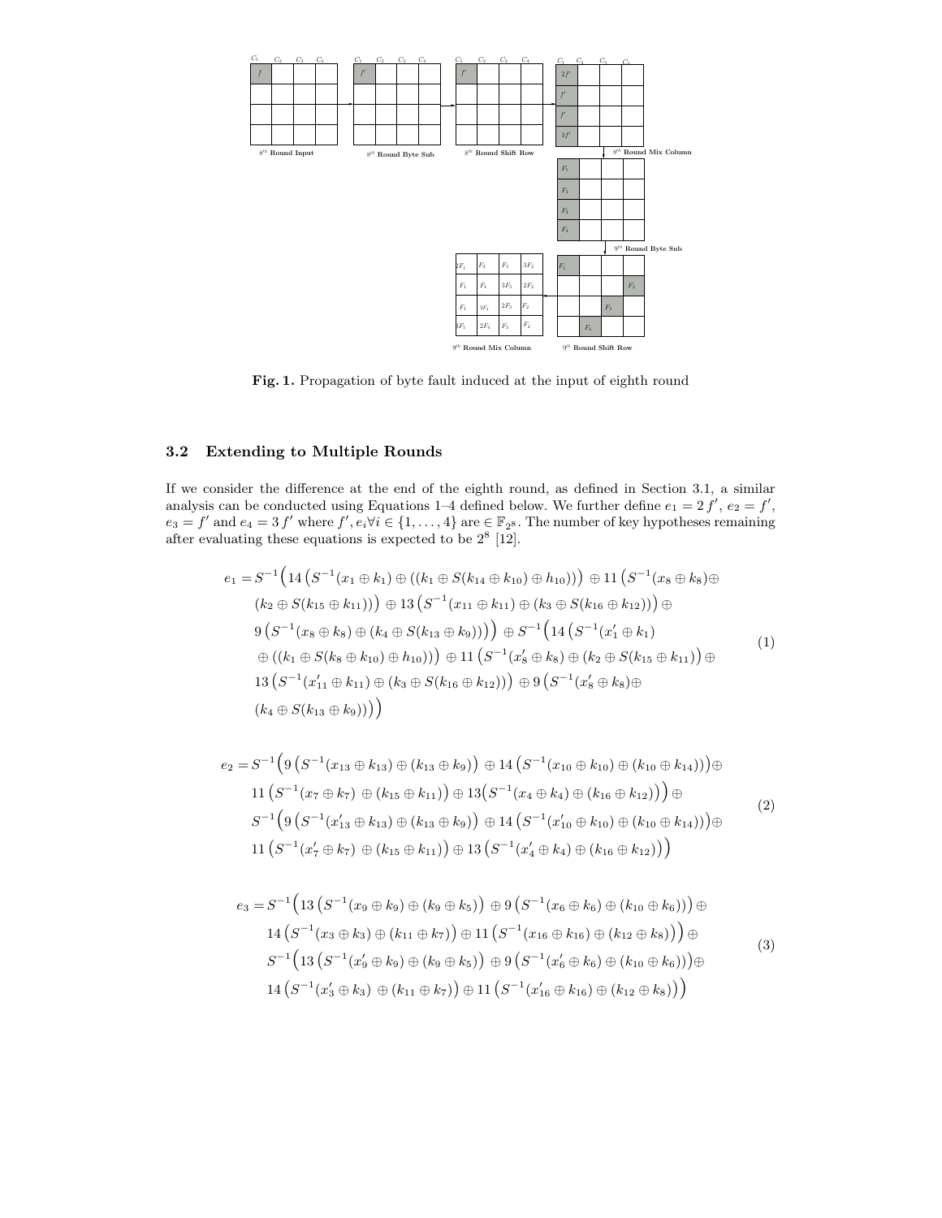**Fig. 1.** Propagation of byte fault induced at the input of eighth round

### 3.2 Extending to Multiple Rounds

If we consider the difference at the end of the eighth round, as defined in Section 3.1, a similar analysis can be conducted using Equations 1–4 defined below. We further define $e_1 = 2\,f'$, $e_2 = f'$, $e_3 = f'$ and $e_4 = 3\,f'$ where $f', e_i \forall i \in \{1, \ldots, 4\}$ are $\in \mathbb{F}_{2^8}$. The number of key hypotheses remaining after evaluating these equations is expected to be $2^8$ [12].

$$
\begin{aligned}
e_1 = S^{-1}\Big(&14\left(S^{-1}(x_1 \oplus k_1) \oplus ((k_1 \oplus S(k_{14} \oplus k_{10}) \oplus h_{10}))\right) \oplus 11\left(S^{-1}(x_8 \oplus k_8) \oplus\right.\\
&\left.(k_2 \oplus S(k_{15} \oplus k_{11}))\right) \oplus 13\left(S^{-1}(x_{11} \oplus k_{11}) \oplus (k_3 \oplus S(k_{16} \oplus k_{12}))\right) \oplus\\
&9\left(S^{-1}(x_8 \oplus k_8) \oplus (k_4 \oplus S(k_{13} \oplus k_9))\right)\Big) \oplus S^{-1}\Big(14\left(S^{-1}(x'_1 \oplus k_1)\right.\\
&\left.\oplus ((k_1 \oplus S(k_8 \oplus k_{10}) \oplus h_{10}))\right) \oplus 11\left(S^{-1}(x'_8 \oplus k_8) \oplus (k_2 \oplus S(k_{15} \oplus k_{11})\right) \oplus\\
&13\left(S^{-1}(x'_{11} \oplus k_{11}) \oplus (k_3 \oplus S(k_{16} \oplus k_{12}))\right) \oplus 9\left(S^{-1}(x'_8 \oplus k_8) \oplus\right.\\
&\left.(k_4 \oplus S(k_{13} \oplus k_9))\right)\Big)
\end{aligned}
\tag{1}
$$

$$
\begin{aligned}
e_2 = S^{-1}\Big(&9\left(S^{-1}(x_{13} \oplus k_{13}) \oplus (k_{13} \oplus k_9)\right) \oplus 14\left(S^{-1}(x_{10} \oplus k_{10}) \oplus (k_{10} \oplus k_{14})\right)\Big) \oplus\\
&11\left(S^{-1}(x_7 \oplus k_7) \oplus (k_{15} \oplus k_{11})\right) \oplus 13\left(S^{-1}(x_4 \oplus k_4) \oplus (k_{16} \oplus k_{12})\right)\Big) \oplus\\
&S^{-1}\Big(9\left(S^{-1}(x'_{13} \oplus k_{13}) \oplus (k_{13} \oplus k_9)\right) \oplus 14\left(S^{-1}(x'_{10} \oplus k_{10}) \oplus (k_{10} \oplus k_{14})\right)\Big) \oplus\\
&11\left(S^{-1}(x'_7 \oplus k_7) \oplus (k_{15} \oplus k_{11})\right) \oplus 13\left(S^{-1}(x'_4 \oplus k_4) \oplus (k_{16} \oplus k_{12})\right)\Big)
\end{aligned}
\tag{2}
$$

$$
\begin{aligned}
e_3 = S^{-1}\Big(&13\left(S^{-1}(x_9 \oplus k_9) \oplus (k_9 \oplus k_5)\right) \oplus 9\left(S^{-1}(x_6 \oplus k_6) \oplus (k_{10} \oplus k_6)\right)\Big) \oplus\\
&14\left(S^{-1}(x_3 \oplus k_3) \oplus (k_{11} \oplus k_7)\right) \oplus 11\left(S^{-1}(x_{16} \oplus k_{16}) \oplus (k_{12} \oplus k_8)\right)\Big) \oplus\\
&S^{-1}\Big(13\left(S^{-1}(x'_9 \oplus k_9) \oplus (k_9 \oplus k_5)\right) \oplus 9\left(S^{-1}(x'_6 \oplus k_6) \oplus (k_{10} \oplus k_6)\right)\Big) \oplus\\
&14\left(S^{-1}(x'_3 \oplus k_3) \oplus (k_{11} \oplus k_7)\right) \oplus 11\left(S^{-1}(x'_{16} \oplus k_{16}) \oplus (k_{12} \oplus k_8)\right)\Big)
\end{aligned}
\tag{3}
$$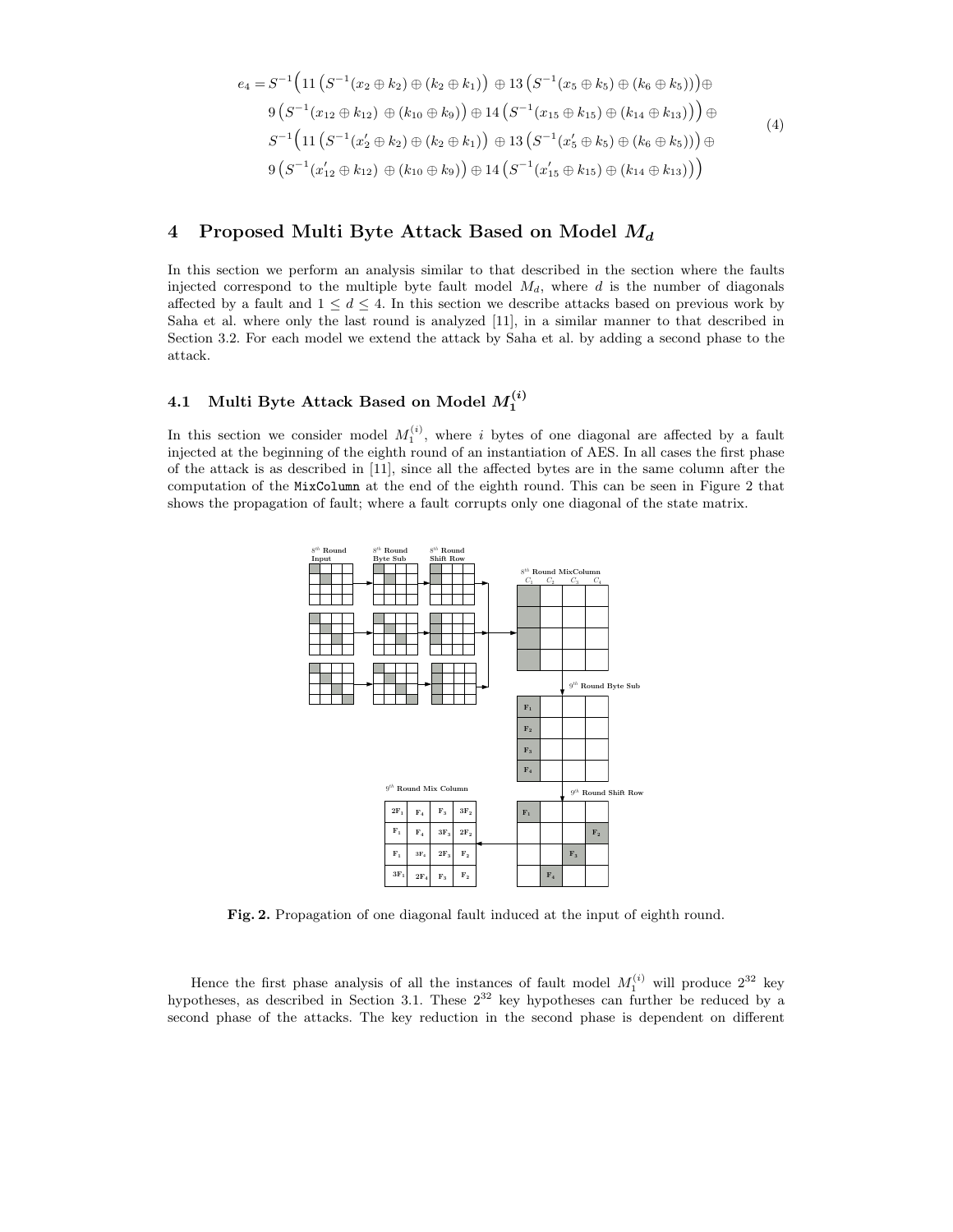$$
\begin{aligned}
e_4 = S^{-1}\Big(& 11\left(S^{-1}(x_2 \oplus k_2) \oplus (k_2 \oplus k_1)\right) \oplus 13\left(S^{-1}(x_5 \oplus k_5) \oplus (k_6 \oplus k_5)\right)\Big) \oplus \\
& 9\left(S^{-1}(x_{12} \oplus k_{12}) \oplus (k_{10} \oplus k_9)\right) \oplus 14\left(S^{-1}(x_{15} \oplus k_{15}) \oplus (k_{14} \oplus k_{13})\right)\Big) \oplus \\
& S^{-1}\Big(11\left(S^{-1}(x'_2 \oplus k_2) \oplus (k_2 \oplus k_1)\right) \oplus 13\left(S^{-1}(x'_5 \oplus k_5) \oplus (k_6 \oplus k_5)\right)\Big) \oplus \\
& 9\left(S^{-1}(x'_{12} \oplus k_{12}) \oplus (k_{10} \oplus k_9)\right) \oplus 14\left(S^{-1}(x'_{15} \oplus k_{15}) \oplus (k_{14} \oplus k_{13})\right)\Big)
\end{aligned}
\tag{4}
$$

## 4 Proposed Multi Byte Attack Based on Model $M_d$

In this section we perform an analysis similar to that described in the section where the faults injected correspond to the multiple byte fault model $M_d$, where $d$ is the number of diagonals affected by a fault and $1 \leq d \leq 4$. In this section we describe attacks based on previous work by Saha et al. where only the last round is analyzed [11], in a similar manner to that described in Section 3.2. For each model we extend the attack by Saha et al. by adding a second phase to the attack.

### 4.1 Multi Byte Attack Based on Model $M_1^{(i)}$

In this section we consider model $M_1^{(i)}$, where $i$ bytes of one diagonal are affected by a fault injected at the beginning of the eighth round of an instantiation of AES. In all cases the first phase of the attack is as described in [11], since all the affected bytes are in the same column after the computation of the MixColumn at the end of the eighth round. This can be seen in Figure 2 that shows the propagation of fault; where a fault corrupts only one diagonal of the state matrix.

**Fig. 2.** Propagation of one diagonal fault induced at the input of eighth round.

Hence the first phase analysis of all the instances of fault model $M_1^{(i)}$ will produce $2^{32}$ key hypotheses, as described in Section 3.1. These $2^{32}$ key hypotheses can further be reduced by a second phase of the attacks. The key reduction in the second phase is dependent on different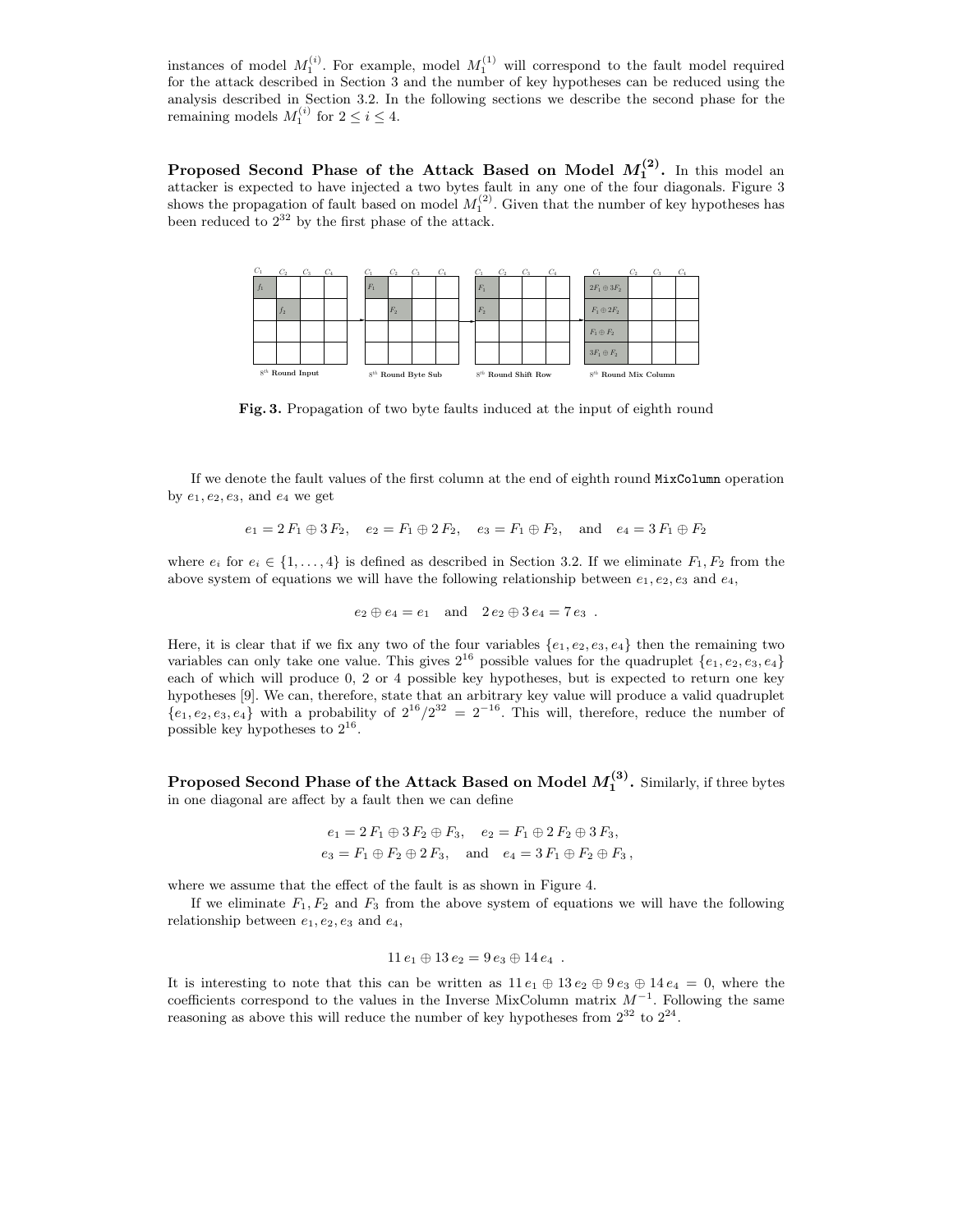instances of model $M_1^{(i)}$. For example, model $M_1^{(1)}$ will correspond to the fault model required for the attack described in Section 3 and the number of key hypotheses can be reduced using the analysis described in Section 3.2. In the following sections we describe the second phase for the remaining models $M_1^{(i)}$ for $2 \leq i \leq 4$.

**Proposed Second Phase of the Attack Based on Model $M_1^{(2)}$.** In this model an attacker is expected to have injected a two bytes fault in any one of the four diagonals. Figure 3 shows the propagation of fault based on model $M_1^{(2)}$. Given that the number of key hypotheses has been reduced to $2^{32}$ by the first phase of the attack.

**Fig. 3.** Propagation of two byte faults induced at the input of eighth round

If we denote the fault values of the first column at the end of eighth round `MixColumn` operation by $e_1, e_2, e_3$, and $e_4$ we get

$$e_1 = 2\,F_1 \oplus 3\,F_2, \quad e_2 = F_1 \oplus 2\,F_2, \quad e_3 = F_1 \oplus F_2, \quad \text{and} \quad e_4 = 3\,F_1 \oplus F_2$$

where $e_i$ for $e_i \in \{1, \ldots, 4\}$ is defined as described in Section 3.2. If we eliminate $F_1, F_2$ from the above system of equations we will have the following relationship between $e_1, e_2, e_3$ and $e_4$,

$$e_2 \oplus e_4 = e_1 \quad \text{and} \quad 2\,e_2 \oplus 3\,e_4 = 7\,e_3 \ .$$

Here, it is clear that if we fix any two of the four variables $\{e_1, e_2, e_3, e_4\}$ then the remaining two variables can only take one value. This gives $2^{16}$ possible values for the quadruplet $\{e_1, e_2, e_3, e_4\}$ each of which will produce 0, 2 or 4 possible key hypotheses, but is expected to return one key hypotheses [9]. We can, therefore, state that an arbitrary key value will produce a valid quadruplet $\{e_1, e_2, e_3, e_4\}$ with a probability of $2^{16}/2^{32} = 2^{-16}$. This will, therefore, reduce the number of possible key hypotheses to $2^{16}$.

**Proposed Second Phase of the Attack Based on Model $M_1^{(3)}$.** Similarly, if three bytes in one diagonal are affect by a fault then we can define

$$e_1 = 2\,F_1 \oplus 3\,F_2 \oplus F_3, \quad e_2 = F_1 \oplus 2\,F_2 \oplus 3\,F_3,$$
$$e_3 = F_1 \oplus F_2 \oplus 2\,F_3, \quad \text{and} \quad e_4 = 3\,F_1 \oplus F_2 \oplus F_3\,,$$

where we assume that the effect of the fault is as shown in Figure 4.

If we eliminate $F_1, F_2$ and $F_3$ from the above system of equations we will have the following relationship between $e_1, e_2, e_3$ and $e_4$,

$$11\,e_1 \oplus 13\,e_2 = 9\,e_3 \oplus 14\,e_4 \ .$$

It is interesting to note that this can be written as $11\,e_1 \oplus 13\,e_2 \oplus 9\,e_3 \oplus 14\,e_4 = 0$, where the coefficients correspond to the values in the Inverse MixColumn matrix $M^{-1}$. Following the same reasoning as above this will reduce the number of key hypotheses from $2^{32}$ to $2^{24}$.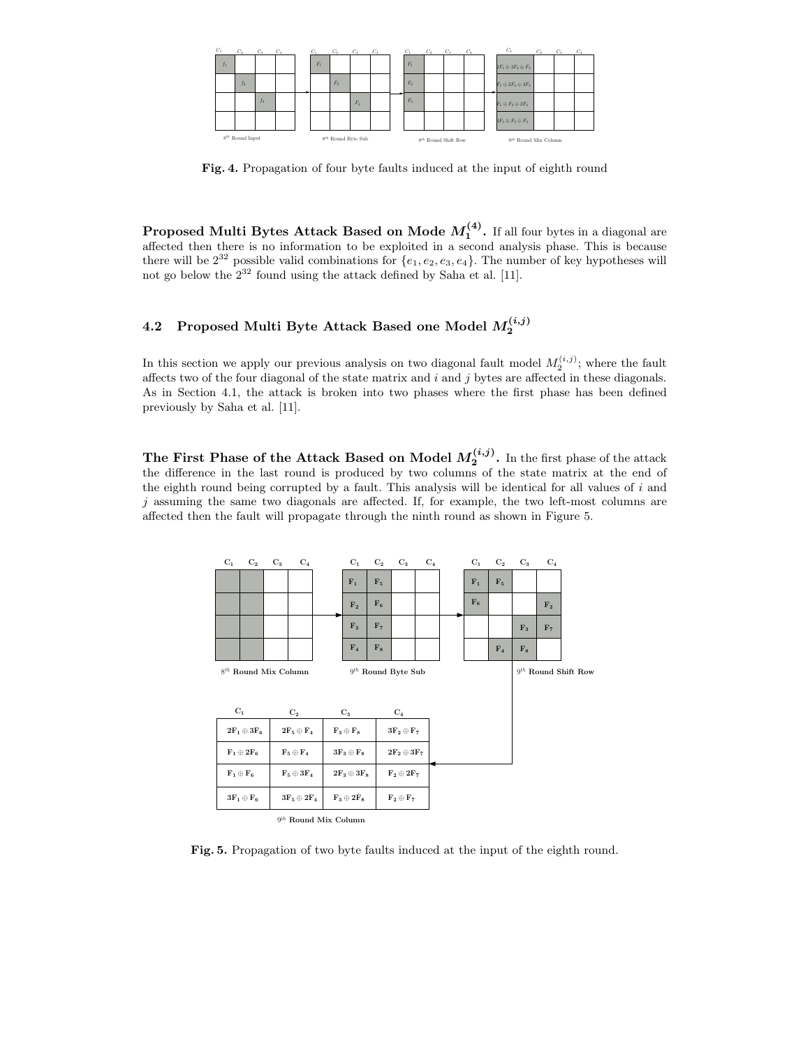**Fig. 4.** Propagation of four byte faults induced at the input of eighth round

**Proposed Multi Bytes Attack Based on Mode $M_1^{(4)}$.** If all four bytes in a diagonal are affected then there is no information to be exploited in a second analysis phase. This is because there will be $2^{32}$ possible valid combinations for $\{e_1, e_2, e_3, e_4\}$. The number of key hypotheses will not go below the $2^{32}$ found using the attack defined by Saha et al. [11].

## 4.2 Proposed Multi Byte Attack Based one Model $M_2^{(i,j)}$

In this section we apply our previous analysis on two diagonal fault model $M_2^{(i,j)}$; where the fault affects two of the four diagonal of the state matrix and $i$ and $j$ bytes are affected in these diagonals. As in Section 4.1, the attack is broken into two phases where the first phase has been defined previously by Saha et al. [11].

**The First Phase of the Attack Based on Model $M_2^{(i,j)}$.** In the first phase of the attack the difference in the last round is produced by two columns of the state matrix at the end of the eighth round being corrupted by a fault. This analysis will be identical for all values of $i$ and $j$ assuming the same two diagonals are affected. If, for example, the two left-most columns are affected then the fault will propagate through the ninth round as shown in Figure 5.

**Fig. 5.** Propagation of two byte faults induced at the input of the eighth round.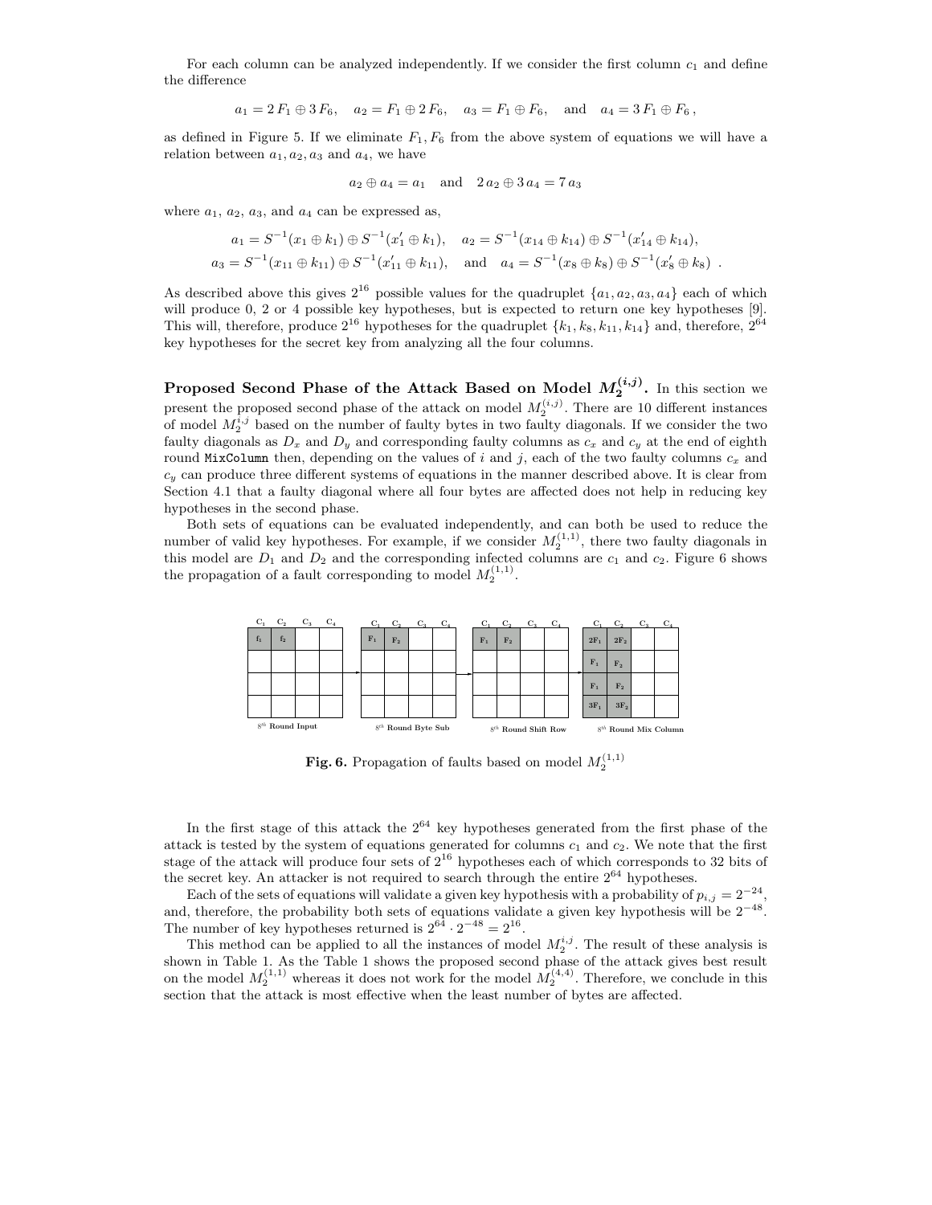For each column can be analyzed independently. If we consider the first column $c_1$ and define the difference

$$a_1 = 2\,F_1 \oplus 3\,F_6, \quad a_2 = F_1 \oplus 2\,F_6, \quad a_3 = F_1 \oplus F_6, \quad \text{and} \quad a_4 = 3\,F_1 \oplus F_6\,,$$

as defined in Figure 5. If we eliminate $F_1, F_6$ from the above system of equations we will have a relation between $a_1, a_2, a_3$ and $a_4$, we have

$$a_2 \oplus a_4 = a_1 \quad \text{and} \quad 2\,a_2 \oplus 3\,a_4 = 7\,a_3$$

where $a_1$, $a_2$, $a_3$, and $a_4$ can be expressed as,

$$a_1 = S^{-1}(x_1 \oplus k_1) \oplus S^{-1}(x'_1 \oplus k_1), \quad a_2 = S^{-1}(x_{14} \oplus k_{14}) \oplus S^{-1}(x'_{14} \oplus k_{14}),$$
$$a_3 = S^{-1}(x_{11} \oplus k_{11}) \oplus S^{-1}(x'_{11} \oplus k_{11}), \quad \text{and} \quad a_4 = S^{-1}(x_8 \oplus k_8) \oplus S^{-1}(x'_8 \oplus k_8)\ .$$

As described above this gives $2^{16}$ possible values for the quadruplet $\{a_1, a_2, a_3, a_4\}$ each of which will produce 0, 2 or 4 possible key hypotheses, but is expected to return one key hypotheses [9]. This will, therefore, produce $2^{16}$ hypotheses for the quadruplet $\{k_1, k_8, k_{11}, k_{14}\}$ and, therefore, $2^{64}$ key hypotheses for the secret key from analyzing all the four columns.

**Proposed Second Phase of the Attack Based on Model $M_2^{(i,j)}$.** In this section we present the proposed second phase of the attack on model $M_2^{(i,j)}$. There are 10 different instances of model $M_2^{i,j}$ based on the number of faulty bytes in two faulty diagonals. If we consider the two faulty diagonals as $D_x$ and $D_y$ and corresponding faulty columns as $c_x$ and $c_y$ at the end of eighth round `MixColumn` then, depending on the values of $i$ and $j$, each of the two faulty columns $c_x$ and $c_y$ can produce three different systems of equations in the manner described above. It is clear from Section 4.1 that a faulty diagonal where all four bytes are affected does not help in reducing key hypotheses in the second phase.

Both sets of equations can be evaluated independently, and can both be used to reduce the number of valid key hypotheses. For example, if we consider $M_2^{(1,1)}$, there two faulty diagonals in this model are $D_1$ and $D_2$ and the corresponding infected columns are $c_1$ and $c_2$. Figure 6 shows the propagation of a fault corresponding to model $M_2^{(1,1)}$.

**Fig. 6.** Propagation of faults based on model $M_2^{(1,1)}$

In the first stage of this attack the $2^{64}$ key hypotheses generated from the first phase of the attack is tested by the system of equations generated for columns $c_1$ and $c_2$. We note that the first stage of the attack will produce four sets of $2^{16}$ hypotheses each of which corresponds to 32 bits of the secret key. An attacker is not required to search through the entire $2^{64}$ hypotheses.

Each of the sets of equations will validate a given key hypothesis with a probability of $p_{i,j} = 2^{-24}$, and, therefore, the probability both sets of equations validate a given key hypothesis will be $2^{-48}$. The number of key hypotheses returned is $2^{64} \cdot 2^{-48} = 2^{16}$.

This method can be applied to all the instances of model $M_2^{i,j}$. The result of these analysis is shown in Table 1. As the Table 1 shows the proposed second phase of the attack gives best result on the model $M_2^{(1,1)}$ whereas it does not work for the model $M_2^{(4,4)}$. Therefore, we conclude in this section that the attack is most effective when the least number of bytes are affected.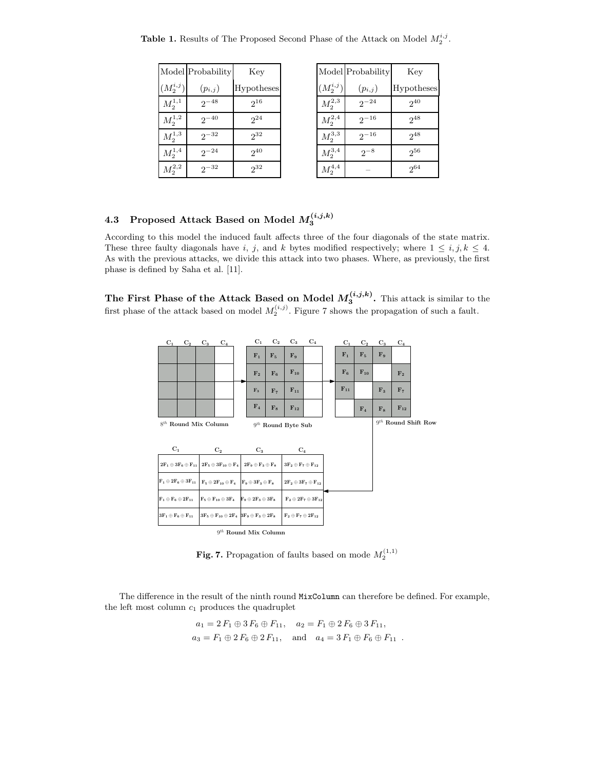**Table 1.** Results of The Proposed Second Phase of the Attack on Model $M_2^{i,j}$.

| Model $(M_2^{i,j})$ | Probability $(p_{i,j})$ | Key Hypotheses | Model $(M_2^{i,j})$ | Probability $(p_{i,j})$ | Key Hypotheses |
|---|---|---|---|---|---|
| $M_2^{1,1}$ | $2^{-48}$ | $2^{16}$ | $M_2^{2,3}$ | $2^{-24}$ | $2^{40}$ |
| $M_2^{1,2}$ | $2^{-40}$ | $2^{24}$ | $M_2^{2,4}$ | $2^{-16}$ | $2^{48}$ |
| $M_2^{1,3}$ | $2^{-32}$ | $2^{32}$ | $M_2^{3,3}$ | $2^{-16}$ | $2^{48}$ |
| $M_2^{1,4}$ | $2^{-24}$ | $2^{40}$ | $M_2^{3,4}$ | $2^{-8}$ | $2^{56}$ |
| $M_2^{2,2}$ | $2^{-32}$ | $2^{32}$ | $M_2^{4,4}$ | – | $2^{64}$ |

### 4.3 Proposed Attack Based on Model $M_3^{(i,j,k)}$

According to this model the induced fault affects three of the four diagonals of the state matrix. These three faulty diagonals have $i$, $j$, and $k$ bytes modified respectively; where $1 \leq i, j, k \leq 4$. As with the previous attacks, we divide this attack into two phases. Where, as previously, the first phase is defined by Saha et al. [11].

**The First Phase of the Attack Based on Model $M_3^{(i,j,k)}$.** This attack is similar to the first phase of the attack based on model $M_2^{(i,j)}$. Figure 7 shows the propagation of such a fault.

**Fig. 7.** Propagation of faults based on mode $M_2^{(1,1)}$

The difference in the result of the ninth round `MixColumn` can therefore be defined. For example, the left most column $c_1$ produces the quadruplet

$$a_1 = 2\,F_1 \oplus 3\,F_6 \oplus F_{11}, \quad a_2 = F_1 \oplus 2\,F_6 \oplus 3\,F_{11},$$
$$a_3 = F_1 \oplus 2\,F_6 \oplus 2\,F_{11}, \quad \text{and} \quad a_4 = 3\,F_1 \oplus F_6 \oplus F_{11} \ .$$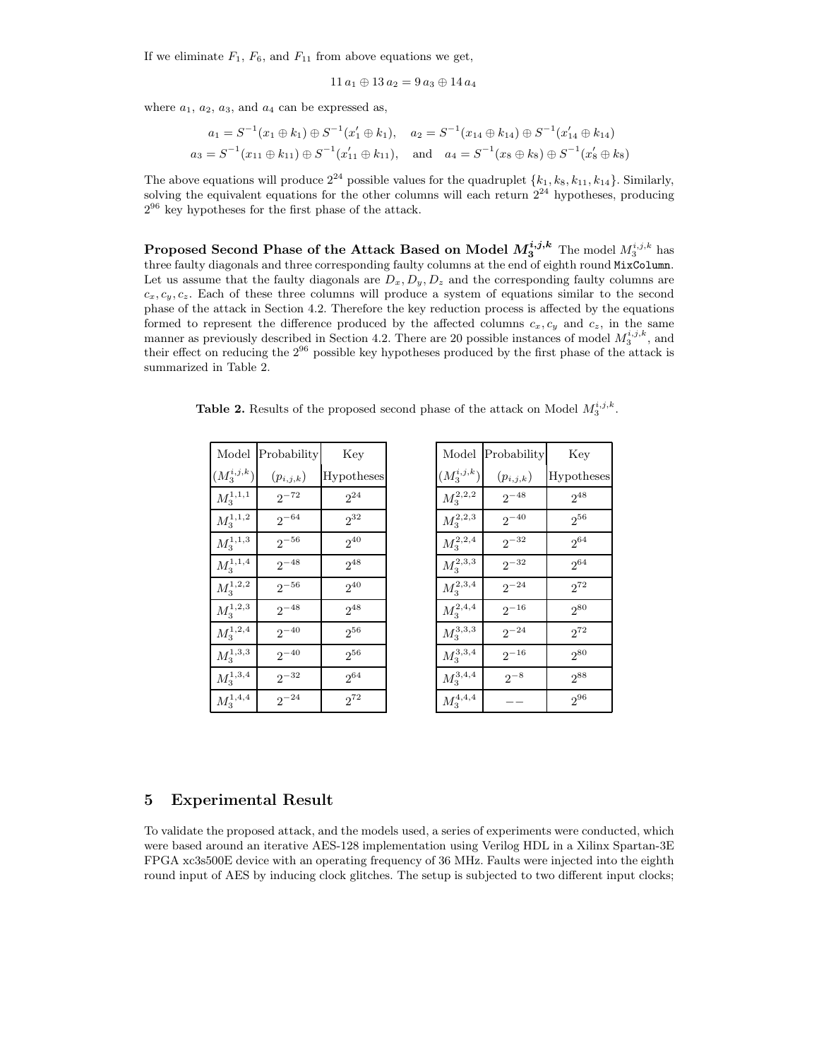If we eliminate $F_1$, $F_6$, and $F_{11}$ from above equations we get,

$$11\, a_1 \oplus 13\, a_2 = 9\, a_3 \oplus 14\, a_4$$

where $a_1$, $a_2$, $a_3$, and $a_4$ can be expressed as,

$$a_1 = S^{-1}(x_1 \oplus k_1) \oplus S^{-1}(x'_1 \oplus k_1), \quad a_2 = S^{-1}(x_{14} \oplus k_{14}) \oplus S^{-1}(x'_{14} \oplus k_{14})$$
$$a_3 = S^{-1}(x_{11} \oplus k_{11}) \oplus S^{-1}(x'_{11} \oplus k_{11}), \quad \text{and} \quad a_4 = S^{-1}(x_8 \oplus k_8) \oplus S^{-1}(x'_8 \oplus k_8)$$

The above equations will produce $2^{24}$ possible values for the quadruplet $\{k_1, k_8, k_{11}, k_{14}\}$. Similarly, solving the equivalent equations for the other columns will each return $2^{24}$ hypotheses, producing $2^{96}$ key hypotheses for the first phase of the attack.

**Proposed Second Phase of the Attack Based on Model $M_3^{i,j,k}$** The model $M_3^{i,j,k}$ has three faulty diagonals and three corresponding faulty columns at the end of eighth round `MixColumn`. Let us assume that the faulty diagonals are $D_x, D_y, D_z$ and the corresponding faulty columns are $c_x, c_y, c_z$. Each of these three columns will produce a system of equations similar to the second phase of the attack in Section 4.2. Therefore the key reduction process is affected by the equations formed to represent the difference produced by the affected columns $c_x, c_y$ and $c_z$, in the same manner as previously described in Section 4.2. There are 20 possible instances of model $M_3^{i,j,k}$, and their effect on reducing the $2^{96}$ possible key hypotheses produced by the first phase of the attack is summarized in Table 2.

**Table 2.** Results of the proposed second phase of the attack on Model $M_3^{i,j,k}$.

| Model ($M_3^{i,j,k}$) | Probability ($p_{i,j,k}$) | Key Hypotheses |
|---|---|---|
| $M_3^{1,1,1}$ | $2^{-72}$ | $2^{24}$ |
| $M_3^{1,1,2}$ | $2^{-64}$ | $2^{32}$ |
| $M_3^{1,1,3}$ | $2^{-56}$ | $2^{40}$ |
| $M_3^{1,1,4}$ | $2^{-48}$ | $2^{48}$ |
| $M_3^{1,2,2}$ | $2^{-56}$ | $2^{40}$ |
| $M_3^{1,2,3}$ | $2^{-48}$ | $2^{48}$ |
| $M_3^{1,2,4}$ | $2^{-40}$ | $2^{56}$ |
| $M_3^{1,3,3}$ | $2^{-40}$ | $2^{56}$ |
| $M_3^{1,3,4}$ | $2^{-32}$ | $2^{64}$ |
| $M_3^{1,4,4}$ | $2^{-24}$ | $2^{72}$ |

| Model ($M_3^{i,j,k}$) | Probability ($p_{i,j,k}$) | Key Hypotheses |
|---|---|---|
| $M_3^{2,2,2}$ | $2^{-48}$ | $2^{48}$ |
| $M_3^{2,2,3}$ | $2^{-40}$ | $2^{56}$ |
| $M_3^{2,2,4}$ | $2^{-32}$ | $2^{64}$ |
| $M_3^{2,3,3}$ | $2^{-32}$ | $2^{64}$ |
| $M_3^{2,3,4}$ | $2^{-24}$ | $2^{72}$ |
| $M_3^{2,4,4}$ | $2^{-16}$ | $2^{80}$ |
| $M_3^{3,3,3}$ | $2^{-24}$ | $2^{72}$ |
| $M_3^{3,3,4}$ | $2^{-16}$ | $2^{80}$ |
| $M_3^{3,4,4}$ | $2^{-8}$ | $2^{88}$ |
| $M_3^{4,4,4}$ | $--$ | $2^{96}$ |

## 5 Experimental Result

To validate the proposed attack, and the models used, a series of experiments were conducted, which were based around an iterative AES-128 implementation using Verilog HDL in a Xilinx Spartan-3E FPGA xc3s500E device with an operating frequency of 36 MHz. Faults were injected into the eighth round input of AES by inducing clock glitches. The setup is subjected to two different input clocks;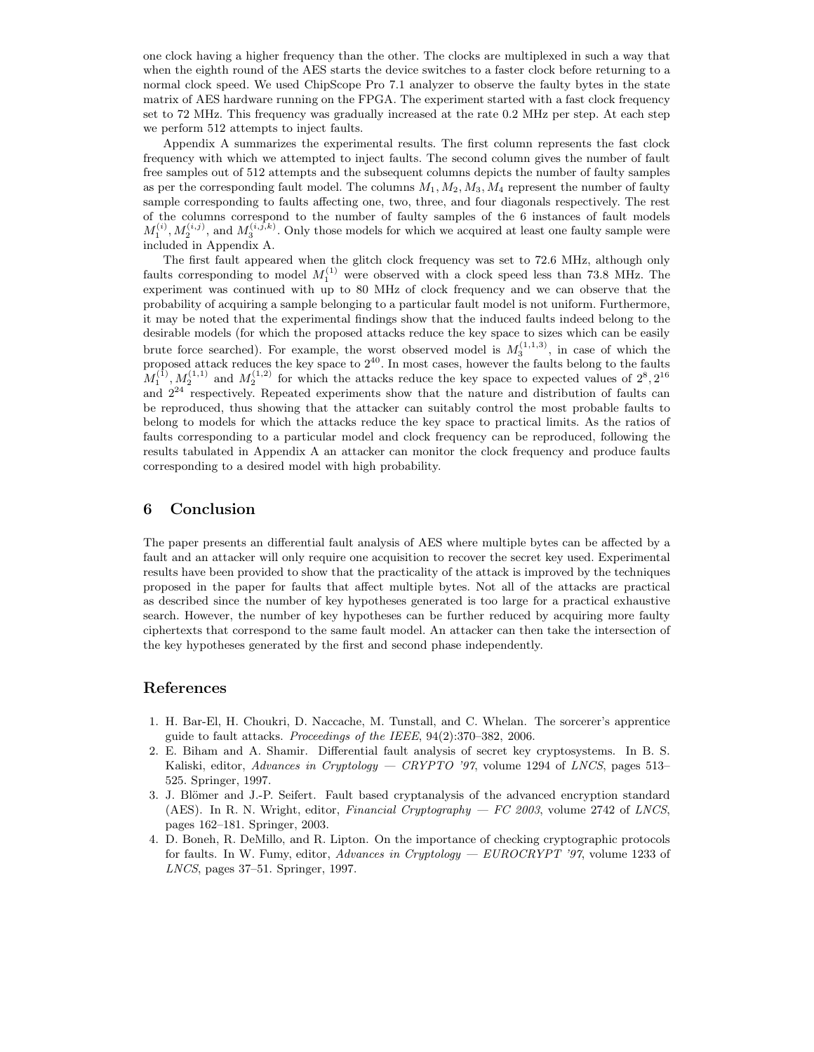one clock having a higher frequency than the other. The clocks are multiplexed in such a way that when the eighth round of the AES starts the device switches to a faster clock before returning to a normal clock speed. We used ChipScope Pro 7.1 analyzer to observe the faulty bytes in the state matrix of AES hardware running on the FPGA. The experiment started with a fast clock frequency set to 72 MHz. This frequency was gradually increased at the rate 0.2 MHz per step. At each step we perform 512 attempts to inject faults.

Appendix A summarizes the experimental results. The first column represents the fast clock frequency with which we attempted to inject faults. The second column gives the number of fault free samples out of 512 attempts and the subsequent columns depicts the number of faulty samples as per the corresponding fault model. The columns $M_1, M_2, M_3, M_4$ represent the number of faulty sample corresponding to faults affecting one, two, three, and four diagonals respectively. The rest of the columns correspond to the number of faulty samples of the 6 instances of fault models $M_1^{(i)}, M_2^{(i,j)}$, and $M_3^{(i,j,k)}$. Only those models for which we acquired at least one faulty sample were included in Appendix A.

The first fault appeared when the glitch clock frequency was set to 72.6 MHz, although only faults corresponding to model $M_1^{(1)}$ were observed with a clock speed less than 73.8 MHz. The experiment was continued with up to 80 MHz of clock frequency and we can observe that the probability of acquiring a sample belonging to a particular fault model is not uniform. Furthermore, it may be noted that the experimental findings show that the induced faults indeed belong to the desirable models (for which the proposed attacks reduce the key space to sizes which can be easily brute force searched). For example, the worst observed model is $M_3^{(1,1,3)}$, in case of which the proposed attack reduces the key space to $2^{40}$. In most cases, however the faults belong to the faults $M_1^{(1)}, M_2^{(1,1)}$ and $M_2^{(1,2)}$ for which the attacks reduce the key space to expected values of $2^8, 2^{16}$ and $2^{24}$ respectively. Repeated experiments show that the nature and distribution of faults can be reproduced, thus showing that the attacker can suitably control the most probable faults to belong to models for which the attacks reduce the key space to practical limits. As the ratios of faults corresponding to a particular model and clock frequency can be reproduced, following the results tabulated in Appendix A an attacker can monitor the clock frequency and produce faults corresponding to a desired model with high probability.

## 6 Conclusion

The paper presents an differential fault analysis of AES where multiple bytes can be affected by a fault and an attacker will only require one acquisition to recover the secret key used. Experimental results have been provided to show that the practicality of the attack is improved by the techniques proposed in the paper for faults that affect multiple bytes. Not all of the attacks are practical as described since the number of key hypotheses generated is too large for a practical exhaustive search. However, the number of key hypotheses can be further reduced by acquiring more faulty ciphertexts that correspond to the same fault model. An attacker can then take the intersection of the key hypotheses generated by the first and second phase independently.

## References

1. H. Bar-El, H. Choukri, D. Naccache, M. Tunstall, and C. Whelan. The sorcerer's apprentice guide to fault attacks. *Proceedings of the IEEE*, 94(2):370–382, 2006.
2. E. Biham and A. Shamir. Differential fault analysis of secret key cryptosystems. In B. S. Kaliski, editor, *Advances in Cryptology — CRYPTO '97*, volume 1294 of *LNCS*, pages 513–525. Springer, 1997.
3. J. Blömer and J.-P. Seifert. Fault based cryptanalysis of the advanced encryption standard (AES). In R. N. Wright, editor, *Financial Cryptography — FC 2003*, volume 2742 of *LNCS*, pages 162–181. Springer, 2003.
4. D. Boneh, R. DeMillo, and R. Lipton. On the importance of checking cryptographic protocols for faults. In W. Fumy, editor, *Advances in Cryptology — EUROCRYPT '97*, volume 1233 of *LNCS*, pages 37–51. Springer, 1997.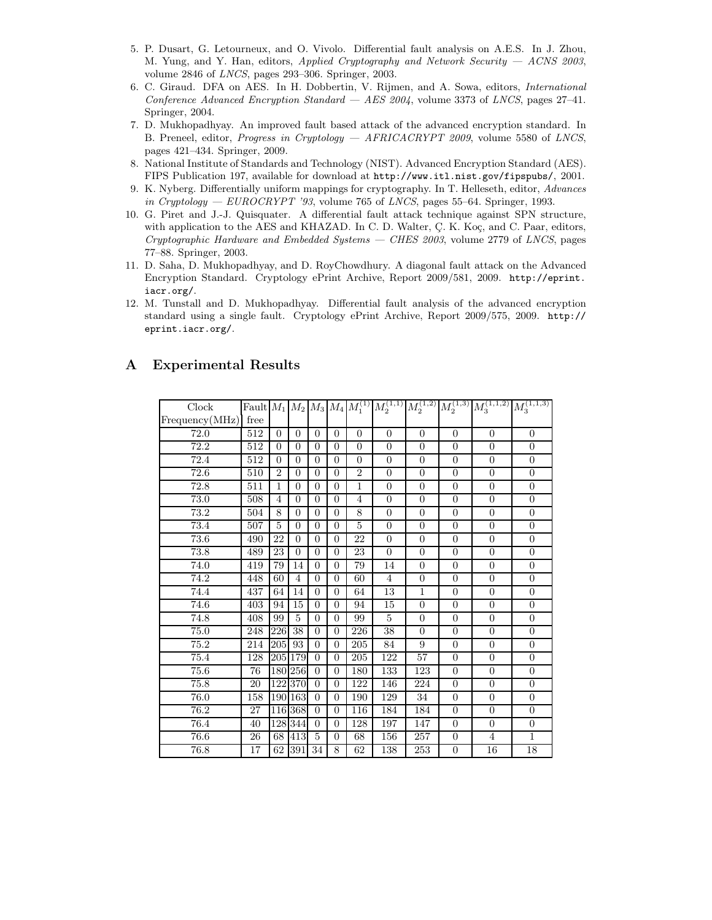5. P. Dusart, G. Letourneux, and O. Vivolo. Differential fault analysis on A.E.S. In J. Zhou, M. Yung, and Y. Han, editors, *Applied Cryptography and Network Security — ACNS 2003*, volume 2846 of *LNCS*, pages 293–306. Springer, 2003.
6. C. Giraud. DFA on AES. In H. Dobbertin, V. Rijmen, and A. Sowa, editors, *International Conference Advanced Encryption Standard — AES 2004*, volume 3373 of *LNCS*, pages 27–41. Springer, 2004.
7. D. Mukhopadhyay. An improved fault based attack of the advanced encryption standard. In B. Preneel, editor, *Progress in Cryptology — AFRICACRYPT 2009*, volume 5580 of *LNCS*, pages 421–434. Springer, 2009.
8. National Institute of Standards and Technology (NIST). Advanced Encryption Standard (AES). FIPS Publication 197, available for download at `http://www.itl.nist.gov/fipspubs/`, 2001.
9. K. Nyberg. Differentially uniform mappings for cryptography. In T. Helleseth, editor, *Advances in Cryptology — EUROCRYPT '93*, volume 765 of *LNCS*, pages 55–64. Springer, 1993.
10. G. Piret and J.-J. Quisquater. A differential fault attack technique against SPN structure, with application to the AES and KHAZAD. In C. D. Walter, Ç. K. Koç, and C. Paar, editors, *Cryptographic Hardware and Embedded Systems — CHES 2003*, volume 2779 of *LNCS*, pages 77–88. Springer, 2003.
11. D. Saha, D. Mukhopadhyay, and D. RoyChowdhury. A diagonal fault attack on the Advanced Encryption Standard. Cryptology ePrint Archive, Report 2009/581, 2009. `http://eprint.iacr.org/`.
12. M. Tunstall and D. Mukhopadhyay. Differential fault analysis of the advanced encryption standard using a single fault. Cryptology ePrint Archive, Report 2009/575, 2009. `http://eprint.iacr.org/`.

# A Experimental Results

| Clock Frequency(MHz) | Fault free | $M_1$ | $M_2$ | $M_3$ | $M_4$ | $M_1^{(1)}$ | $M_2^{(1,1)}$ | $M_2^{(1,2)}$ | $M_2^{(1,3)}$ | $M_3^{(1,1,2)}$ | $M_3^{(1,1,3)}$ |
|---|---|---|---|---|---|---|---|---|---|---|---|
| 72.0 | 512 | 0 | 0 | 0 | 0 | 0 | 0 | 0 | 0 | 0 | 0 |
| 72.2 | 512 | 0 | 0 | 0 | 0 | 0 | 0 | 0 | 0 | 0 | 0 |
| 72.4 | 512 | 0 | 0 | 0 | 0 | 0 | 0 | 0 | 0 | 0 | 0 |
| 72.6 | 510 | 2 | 0 | 0 | 0 | 2 | 0 | 0 | 0 | 0 | 0 |
| 72.8 | 511 | 1 | 0 | 0 | 0 | 1 | 0 | 0 | 0 | 0 | 0 |
| 73.0 | 508 | 4 | 0 | 0 | 0 | 4 | 0 | 0 | 0 | 0 | 0 |
| 73.2 | 504 | 8 | 0 | 0 | 0 | 8 | 0 | 0 | 0 | 0 | 0 |
| 73.4 | 507 | 5 | 0 | 0 | 0 | 5 | 0 | 0 | 0 | 0 | 0 |
| 73.6 | 490 | 22 | 0 | 0 | 0 | 22 | 0 | 0 | 0 | 0 | 0 |
| 73.8 | 489 | 23 | 0 | 0 | 0 | 23 | 0 | 0 | 0 | 0 | 0 |
| 74.0 | 419 | 79 | 14 | 0 | 0 | 79 | 14 | 0 | 0 | 0 | 0 |
| 74.2 | 448 | 60 | 4 | 0 | 0 | 60 | 4 | 0 | 0 | 0 | 0 |
| 74.4 | 437 | 64 | 14 | 0 | 0 | 64 | 13 | 1 | 0 | 0 | 0 |
| 74.6 | 403 | 94 | 15 | 0 | 0 | 94 | 15 | 0 | 0 | 0 | 0 |
| 74.8 | 408 | 99 | 5 | 0 | 0 | 99 | 5 | 0 | 0 | 0 | 0 |
| 75.0 | 248 | 226 | 38 | 0 | 0 | 226 | 38 | 0 | 0 | 0 | 0 |
| 75.2 | 214 | 205 | 93 | 0 | 0 | 205 | 84 | 9 | 0 | 0 | 0 |
| 75.4 | 128 | 205 | 179 | 0 | 0 | 205 | 122 | 57 | 0 | 0 | 0 |
| 75.6 | 76 | 180 | 256 | 0 | 0 | 180 | 133 | 123 | 0 | 0 | 0 |
| 75.8 | 20 | 122 | 370 | 0 | 0 | 122 | 146 | 224 | 0 | 0 | 0 |
| 76.0 | 158 | 190 | 163 | 0 | 0 | 190 | 129 | 34 | 0 | 0 | 0 |
| 76.2 | 27 | 116 | 368 | 0 | 0 | 116 | 184 | 184 | 0 | 0 | 0 |
| 76.4 | 40 | 128 | 344 | 0 | 0 | 128 | 197 | 147 | 0 | 0 | 0 |
| 76.6 | 26 | 68 | 413 | 5 | 0 | 68 | 156 | 257 | 0 | 4 | 1 |
| 76.8 | 17 | 62 | 391 | 34 | 8 | 62 | 138 | 253 | 0 | 16 | 18 |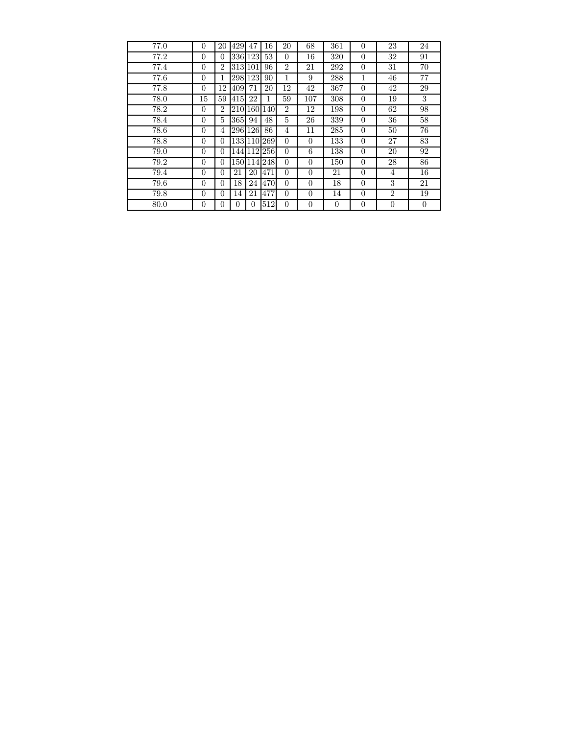| | | | | | | | | | | | |
|---|---|---|---|---|---|---|---|---|---|---|---|
| 77.0 | 0 | 20 | 429 | 47 | 16 | 20 | 68 | 361 | 0 | 23 | 24 |
| 77.2 | 0 | 0 | 336 | 123 | 53 | 0 | 16 | 320 | 0 | 32 | 91 |
| 77.4 | 0 | 2 | 313 | 101 | 96 | 2 | 21 | 292 | 0 | 31 | 70 |
| 77.6 | 0 | 1 | 298 | 123 | 90 | 1 | 9 | 288 | 1 | 46 | 77 |
| 77.8 | 0 | 12 | 409 | 71 | 20 | 12 | 42 | 367 | 0 | 42 | 29 |
| 78.0 | 15 | 59 | 415 | 22 | 1 | 59 | 107 | 308 | 0 | 19 | 3 |
| 78.2 | 0 | 2 | 210 | 160 | 140 | 2 | 12 | 198 | 0 | 62 | 98 |
| 78.4 | 0 | 5 | 365 | 94 | 48 | 5 | 26 | 339 | 0 | 36 | 58 |
| 78.6 | 0 | 4 | 296 | 126 | 86 | 4 | 11 | 285 | 0 | 50 | 76 |
| 78.8 | 0 | 0 | 133 | 110 | 269 | 0 | 0 | 133 | 0 | 27 | 83 |
| 79.0 | 0 | 0 | 144 | 112 | 256 | 0 | 6 | 138 | 0 | 20 | 92 |
| 79.2 | 0 | 0 | 150 | 114 | 248 | 0 | 0 | 150 | 0 | 28 | 86 |
| 79.4 | 0 | 0 | 21 | 20 | 471 | 0 | 0 | 21 | 0 | 4 | 16 |
| 79.6 | 0 | 0 | 18 | 24 | 470 | 0 | 0 | 18 | 0 | 3 | 21 |
| 79.8 | 0 | 0 | 14 | 21 | 477 | 0 | 0 | 14 | 0 | 2 | 19 |
| 80.0 | 0 | 0 | 0 | 0 | 512 | 0 | 0 | 0 | 0 | 0 | 0 |